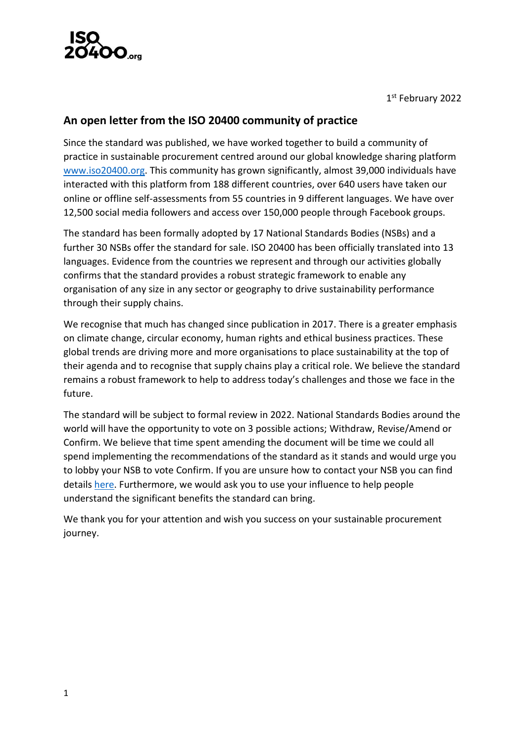ISO 20400.org

1st February 2022

## An open letter from the ISO 20400 community of practice

Since the standard was published, we have worked together to build a community of practice in sustainable procurement centred around our global knowledge sharing platform [www.iso20400.org](www.iso20400.org). This community has grown significantly, almost 39,000 individuals have interacted with this platform from 188 different countries, over 640 users have taken our online or offline self-assessments from 55 countries in 9 different languages. We have over 12,500 social media followers and access over 150,000 people through Facebook groups.

The standard has been formally adopted by 17 National Standards Bodies (NSBs) and a further 30 NSBs offer the standard for sale. ISO 20400 has been officially translated into 13 languages. Evidence from the countries we represent and through our activities globally confirms that the standard provides a robust strategic framework to enable any organisation of any size in any sector or geography to drive sustainability performance through their supply chains.

We recognise that much has changed since publication in 2017. There is a greater emphasis on climate change, circular economy, human rights and ethical business practices. These global trends are driving more and more organisations to place sustainability at the top of their agenda and to recognise that supply chains play a critical role. We believe the standard remains a robust framework to help to address today's challenges and those we face in the future.

The standard will be subject to formal review in 2022. National Standards Bodies around the world will have the opportunity to vote on 3 possible actions; Withdraw, Revise/Amend or Confirm. We believe that time spent amending the document will be time we could all spend implementing the recommendations of the standard as it stands and would urge you to lobby your NSB to vote Confirm. If you are unsure how to contact your NSB you can find details here. Furthermore, we would ask you to use your influence to help people understand the significant benefits the standard can bring.

We thank you for your attention and wish you success on your sustainable procurement journey.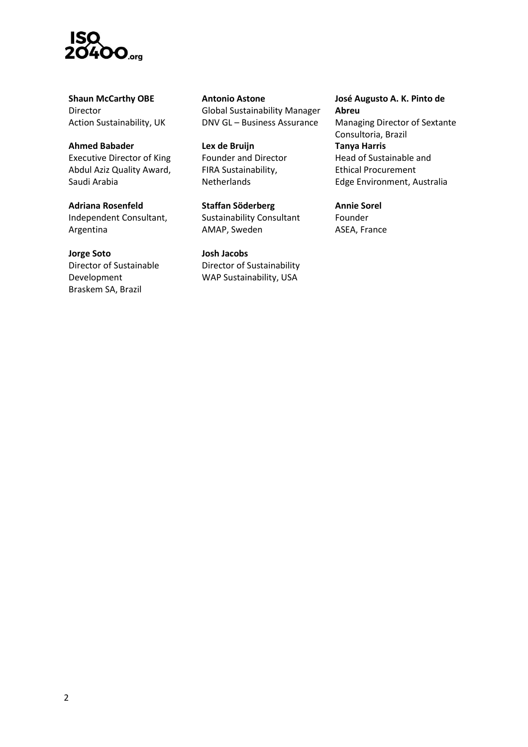**Shaun McCarthy OBE**
Director
Action Sustainability, UK

**Ahmed Babader**
Executive Director of King Abdul Aziz Quality Award, Saudi Arabia

**Adriana Rosenfeld**
Independent Consultant, Argentina

**Jorge Soto**
Director of Sustainable Development
Braskem SA, Brazil

**Antonio Astone**
Global Sustainability Manager
DNV GL – Business Assurance

**Lex de Bruijn**
Founder and Director
FIRA Sustainability, Netherlands

**Staffan Söderberg**
Sustainability Consultant
AMAP, Sweden

**Josh Jacobs**
Director of Sustainability
WAP Sustainability, USA

**José Augusto A. K. Pinto de Abreu**
Managing Director of Sextante Consultoria, Brazil

**Tanya Harris**
Head of Sustainable and Ethical Procurement
Edge Environment, Australia

**Annie Sorel**
Founder
ASEA, France